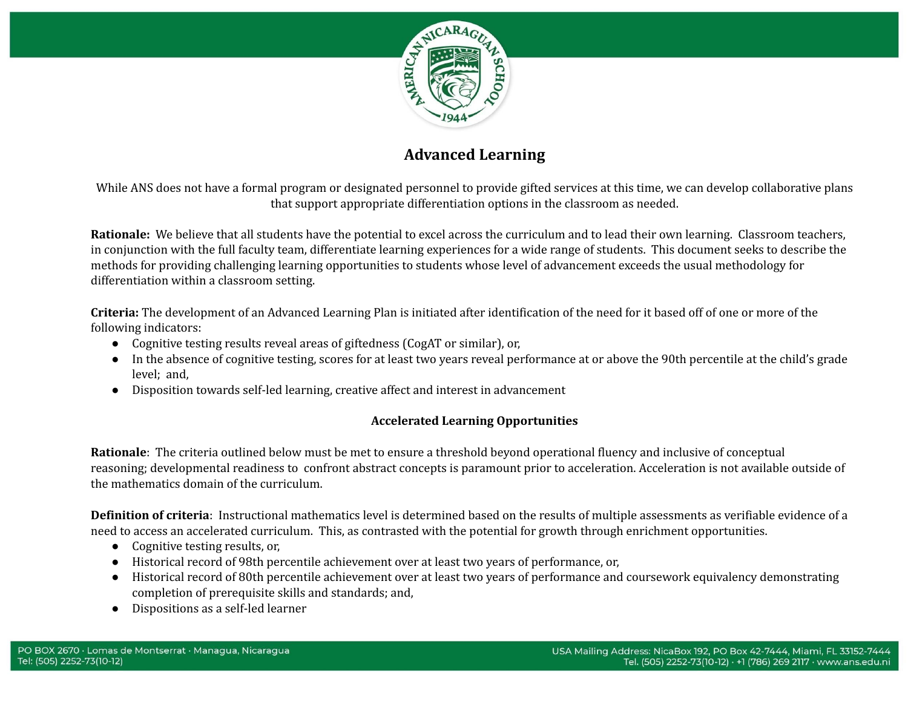# Advanced Learning

While ANS does not have a formal program or designated personnel to provide gifted services at this time, we can develop collaborative plans that support appropriate differentiation options in the classroom as needed.

**Rationale:** We believe that all students have the potential to excel across the curriculum and to lead their own learning. Classroom teachers, in conjunction with the full faculty team, differentiate learning experiences for a wide range of students. This document seeks to describe the methods for providing challenging learning opportunities to students whose level of advancement exceeds the usual methodology for differentiation within a classroom setting.

**Criteria:** The development of an Advanced Learning Plan is initiated after identification of the need for it based off of one or more of the following indicators:

- Cognitive testing results reveal areas of giftedness (CogAT or similar), or,
- In the absence of cognitive testing, scores for at least two years reveal performance at or above the 90th percentile at the child's grade level; and,
- Disposition towards self-led learning, creative affect and interest in advancement

## Accelerated Learning Opportunities

**Rationale**: The criteria outlined below must be met to ensure a threshold beyond operational fluency and inclusive of conceptual reasoning; developmental readiness to confront abstract concepts is paramount prior to acceleration. Acceleration is not available outside of the mathematics domain of the curriculum.

**Definition of criteria**: Instructional mathematics level is determined based on the results of multiple assessments as verifiable evidence of a need to access an accelerated curriculum. This, as contrasted with the potential for growth through enrichment opportunities.

- Cognitive testing results, or,
- Historical record of 98th percentile achievement over at least two years of performance, or,
- Historical record of 80th percentile achievement over at least two years of performance and coursework equivalency demonstrating completion of prerequisite skills and standards; and,
- Dispositions as a self-led learner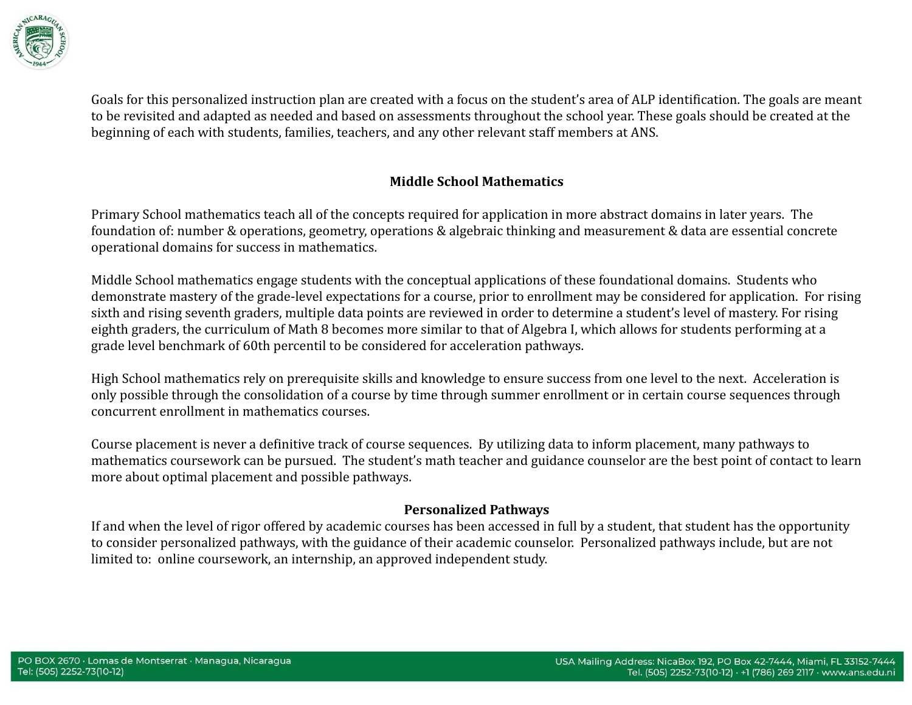Goals for this personalized instruction plan are created with a focus on the student's area of ALP identification. The goals are meant to be revisited and adapted as needed and based on assessments throughout the school year. These goals should be created at the beginning of each with students, families, teachers, and any other relevant staff members at ANS.

## Middle School Mathematics

Primary School mathematics teach all of the concepts required for application in more abstract domains in later years. The foundation of: number & operations, geometry, operations & algebraic thinking and measurement & data are essential concrete operational domains for success in mathematics.

Middle School mathematics engage students with the conceptual applications of these foundational domains. Students who demonstrate mastery of the grade-level expectations for a course, prior to enrollment may be considered for application. For rising sixth and rising seventh graders, multiple data points are reviewed in order to determine a student's level of mastery. For rising eighth graders, the curriculum of Math 8 becomes more similar to that of Algebra I, which allows for students performing at a grade level benchmark of 60th percentil to be considered for acceleration pathways.

High School mathematics rely on prerequisite skills and knowledge to ensure success from one level to the next. Acceleration is only possible through the consolidation of a course by time through summer enrollment or in certain course sequences through concurrent enrollment in mathematics courses.

Course placement is never a definitive track of course sequences. By utilizing data to inform placement, many pathways to mathematics coursework can be pursued. The student's math teacher and guidance counselor are the best point of contact to learn more about optimal placement and possible pathways.

## Personalized Pathways

If and when the level of rigor offered by academic courses has been accessed in full by a student, that student has the opportunity to consider personalized pathways, with the guidance of their academic counselor. Personalized pathways include, but are not limited to: online coursework, an internship, an approved independent study.